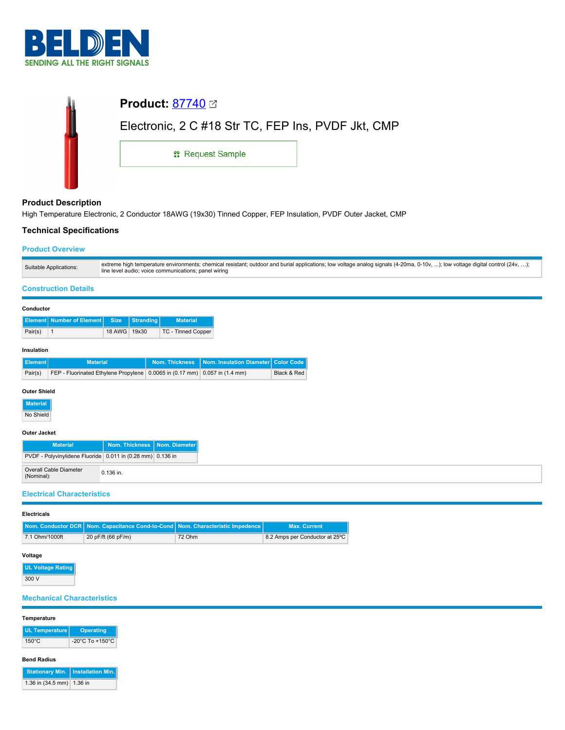# Product: [87740](87740)

Electronic, 2 C #18 Str TC, FEP Ins, PVDF Jkt, CMP

Request Sample

## Product Description

High Temperature Electronic, 2 Conductor 18AWG (19x30) Tinned Copper, FEP Insulation, PVDF Outer Jacket, CMP

## Technical Specifications

### Product Overview

| | |
|---|---|
| Suitable Applications: | extreme high temperature environments; chemical resistant; outdoor and burial applications; low voltage analog signals (4-20ma, 0-10v, ...); low voltage digital control (24v, ...); line level audio; voice communications; panel wiring |

### Construction Details

**Conductor**

| Element | Number of Element | Size | Stranding | Material |
|---|---|---|---|---|
| Pair(s) | 1 | 18 AWG | 19x30 | TC - Tinned Copper |

**Insulation**

| Element | Material | Nom. Thickness | Nom. Insulation Diameter | Color Code |
|---|---|---|---|---|
| Pair(s) | FEP - Fluorinated Ethylene Propylene | 0.0065 in (0.17 mm) | 0.057 in (1.4 mm) | Black & Red |

**Outer Shield**

| Material |
|---|
| No Shield |

**Outer Jacket**

| Material | Nom. Thickness | Nom. Diameter |
|---|---|---|
| PVDF - Polyvinylidene Fluoride | 0.011 in (0.28 mm) | 0.136 in |

| | |
|---|---|
| Overall Cable Diameter (Nominal): | 0.136 in. |

### Electrical Characteristics

**Electricals**

| Nom. Conductor DCR | Nom. Capacitance Cond-to-Cond | Nom. Characteristic Impedence | Max. Current |
|---|---|---|---|
| 7.1 Ohm/1000ft | 20 pF/ft (66 pF/m) | 72 Ohm | 8.2 Amps per Conductor at 25ºC |

**Voltage**

| UL Voltage Rating |
|---|
| 300 V |

### Mechanical Characteristics

**Temperature**

| UL Temperature | Operating |
|---|---|
| 150°C | -20°C To +150°C |

**Bend Radius**

| Stationary Min. | Installation Min. |
|---|---|
| 1.36 in (34.5 mm) | 1.36 in |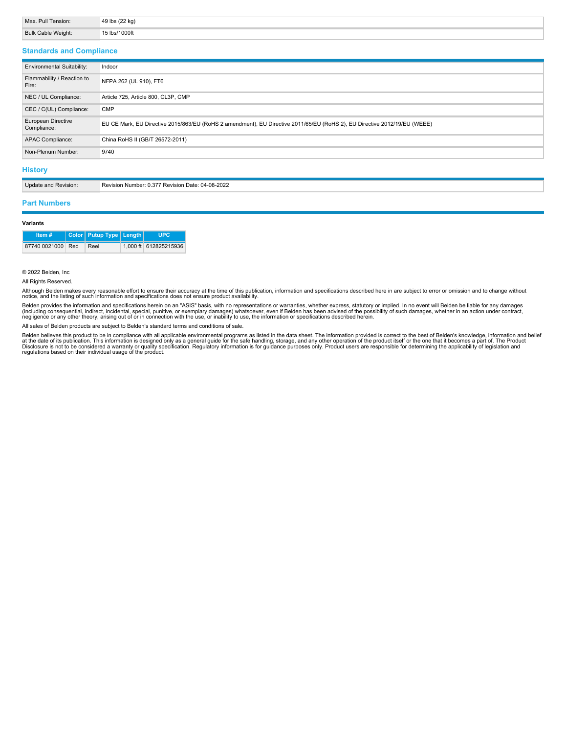| | |
|---|---|
| Max. Pull Tension: | 49 lbs (22 kg) |
| Bulk Cable Weight: | 15 lbs/1000ft |

## Standards and Compliance

| | |
|---|---|
| Environmental Suitability: | Indoor |
| Flammability / Reaction to Fire: | NFPA 262 (UL 910), FT6 |
| NEC / UL Compliance: | Article 725, Article 800, CL3P, CMP |
| CEC / C(UL) Compliance: | CMP |
| European Directive Compliance: | EU CE Mark, EU Directive 2015/863/EU (RoHS 2 amendment), EU Directive 2011/65/EU (RoHS 2), EU Directive 2012/19/EU (WEEE) |
| APAC Compliance: | China RoHS II (GB/T 26572-2011) |
| Non-Plenum Number: | 9740 |

## History

| | |
|---|---|
| Update and Revision: | Revision Number: 0.377 Revision Date: 04-08-2022 |

## Part Numbers

**Variants**

| Item # | Color | Putup Type | Length | UPC |
|---|---|---|---|---|
| 87740 0021000 | Red | Reel | 1,000 ft | 612825215936 |

© 2022 Belden, Inc

All Rights Reserved.

Although Belden makes every reasonable effort to ensure their accuracy at the time of this publication, information and specifications described here in are subject to error or omission and to change without notice, and the listing of such information and specifications does not ensure product availability.

Belden provides the information and specifications herein on an "ASIS" basis, with no representations or warranties, whether express, statutory or implied. In no event will Belden be liable for any damages (including consequential, indirect, incidental, special, punitive, or exemplary damages) whatsoever, even if Belden has been advised of the possibility of such damages, whether in an action under contract, negligence or any other theory, arising out of or in connection with the use, or inability to use, the information or specifications described herein.

All sales of Belden products are subject to Belden's standard terms and conditions of sale.

Belden believes this product to be in compliance with all applicable environmental programs as listed in the data sheet. The information provided is correct to the best of Belden's knowledge, information and belief at the date of its publication. This information is designed only as a general guide for the safe handling, storage, and any other operation of the product itself or the one that it becomes a part of. The Product Disclosure is not to be considered a warranty or quality specification. Regulatory information is for guidance purposes only. Product users are responsible for determining the applicability of legislation and regulations based on their individual usage of the product.